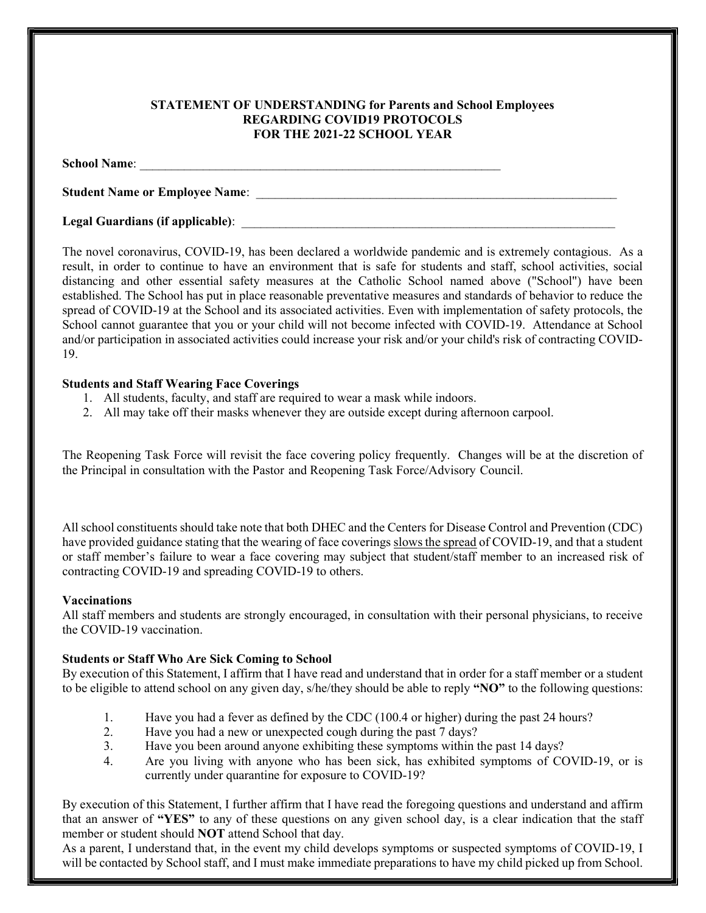**STATEMENT OF UNDERSTANDING for Parents and School Employees REGARDING COVID19 PROTOCOLS FOR THE 2021-22 SCHOOL YEAR**

**School Name**: ___________________________________________________________

**Student Name or Employee Name**: ___________________________________________________________

**Legal Guardians (if applicable)**: ___________________________________________________________

The novel coronavirus, COVID-19, has been declared a worldwide pandemic and is extremely contagious. As a result, in order to continue to have an environment that is safe for students and staff, school activities, social distancing and other essential safety measures at the Catholic School named above ("School") have been established. The School has put in place reasonable preventative measures and standards of behavior to reduce the spread of COVID-19 at the School and its associated activities. Even with implementation of safety protocols, the School cannot guarantee that you or your child will not become infected with COVID-19. Attendance at School and/or participation in associated activities could increase your risk and/or your child's risk of contracting COVID-19.

**Students and Staff Wearing Face Coverings**

1. All students, faculty, and staff are required to wear a mask while indoors.
2. All may take off their masks whenever they are outside except during afternoon carpool.

The Reopening Task Force will revisit the face covering policy frequently. Changes will be at the discretion of the Principal in consultation with the Pastor and Reopening Task Force/Advisory Council.

All school constituents should take note that both DHEC and the Centers for Disease Control and Prevention (CDC) have provided guidance stating that the wearing of face coverings slows the spread of COVID-19, and that a student or staff member's failure to wear a face covering may subject that student/staff member to an increased risk of contracting COVID-19 and spreading COVID-19 to others.

**Vaccinations**

All staff members and students are strongly encouraged, in consultation with their personal physicians, to receive the COVID-19 vaccination.

**Students or Staff Who Are Sick Coming to School**

By execution of this Statement, I affirm that I have read and understand that in order for a staff member or a student to be eligible to attend school on any given day, s/he/they should be able to reply **"NO"** to the following questions:

1. Have you had a fever as defined by the CDC (100.4 or higher) during the past 24 hours?
2. Have you had a new or unexpected cough during the past 7 days?
3. Have you been around anyone exhibiting these symptoms within the past 14 days?
4. Are you living with anyone who has been sick, has exhibited symptoms of COVID-19, or is currently under quarantine for exposure to COVID-19?

By execution of this Statement, I further affirm that I have read the foregoing questions and understand and affirm that an answer of **"YES"** to any of these questions on any given school day, is a clear indication that the staff member or student should **NOT** attend School that day.

As a parent, I understand that, in the event my child develops symptoms or suspected symptoms of COVID-19, I will be contacted by School staff, and I must make immediate preparations to have my child picked up from School.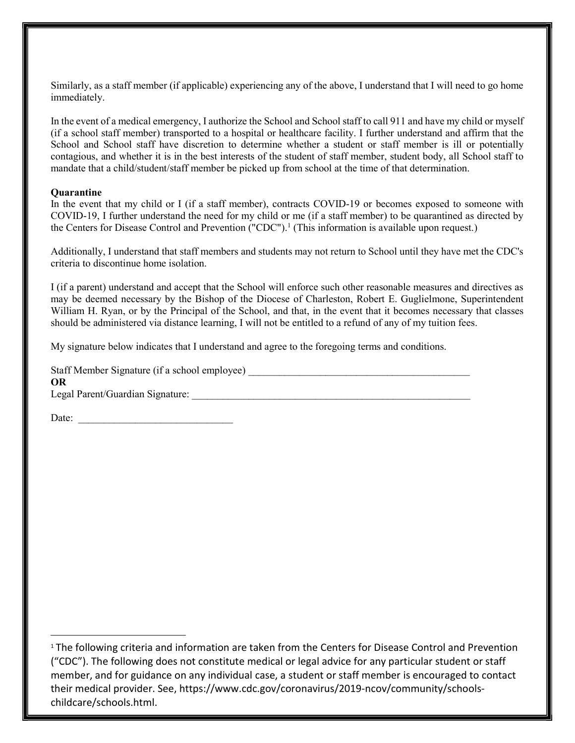Similarly, as a staff member (if applicable) experiencing any of the above, I understand that I will need to go home immediately.

In the event of a medical emergency, I authorize the School and School staff to call 911 and have my child or myself (if a school staff member) transported to a hospital or healthcare facility. I further understand and affirm that the School and School staff have discretion to determine whether a student or staff member is ill or potentially contagious, and whether it is in the best interests of the student of staff member, student body, all School staff to mandate that a child/student/staff member be picked up from school at the time of that determination.

**Quarantine**

In the event that my child or I (if a staff member), contracts COVID-19 or becomes exposed to someone with COVID-19, I further understand the need for my child or me (if a staff member) to be quarantined as directed by the Centers for Disease Control and Prevention ("CDC").[1] (This information is available upon request.)

Additionally, I understand that staff members and students may not return to School until they have met the CDC's criteria to discontinue home isolation.

I (if a parent) understand and accept that the School will enforce such other reasonable measures and directives as may be deemed necessary by the Bishop of the Diocese of Charleston, Robert E. Guglielmone, Superintendent William H. Ryan, or by the Principal of the School, and that, in the event that it becomes necessary that classes should be administered via distance learning, I will not be entitled to a refund of any of my tuition fees.

My signature below indicates that I understand and agree to the foregoing terms and conditions.

Staff Member Signature (if a school employee) ____________________________________________

**OR**

Legal Parent/Guardian Signature: _________________________________________________________

Date: ______________________________

---

[1] The following criteria and information are taken from the Centers for Disease Control and Prevention ("CDC"). The following does not constitute medical or legal advice for any particular student or staff member, and for guidance on any individual case, a student or staff member is encouraged to contact their medical provider. See, https://www.cdc.gov/coronavirus/2019-ncov/community/schools-childcare/schools.html.